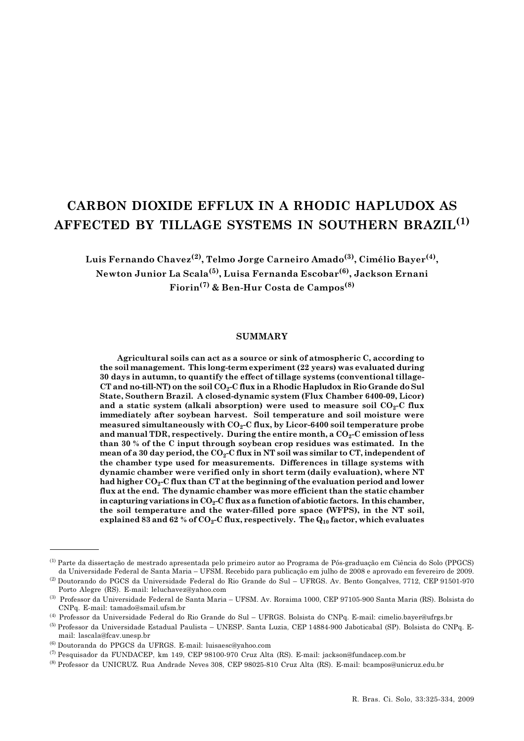# CARBON DIOXIDE EFFLUX IN A RHODIC HAPLUDOX AS AFFECTED BY TILLAGE SYSTEMS IN SOUTHERN BRAZIL[1]

**Luis Fernando Chavez[2], Telmo Jorge Carneiro Amado[3], Cimélio Bayer[4], Newton Junior La Scala[5], Luisa Fernanda Escobar[6], Jackson Ernani Fiorin[7] & Ben-Hur Costa de Campos[8]**

## SUMMARY

**Agricultural soils can act as a source or sink of atmospheric C, according to the soil management. This long-term experiment (22 years) was evaluated during 30 days in autumn, to quantify the effect of tillage systems (conventional tillage-CT and no-till-NT) on the soil $CO_2$-C flux in a Rhodic Hapludox in Rio Grande do Sul State, Southern Brazil. A closed-dynamic system (Flux Chamber 6400-09, Licor) and a static system (alkali absorption) were used to measure soil $CO_2$-C flux immediately after soybean harvest. Soil temperature and soil moisture were measured simultaneously with $CO_2$-C flux, by Licor-6400 soil temperature probe and manual TDR, respectively. During the entire month, a $CO_2$-C emission of less than 30 % of the C input through soybean crop residues was estimated. In the mean of a 30 day period, the $CO_2$-C flux in NT soil was similar to CT, independent of the chamber type used for measurements. Differences in tillage systems with dynamic chamber were verified only in short term (daily evaluation), where NT had higher $CO_2$-C flux than CT at the beginning of the evaluation period and lower flux at the end. The dynamic chamber was more efficient than the static chamber in capturing variations in $CO_2$-C flux as a function of abiotic factors. In this chamber, the soil temperature and the water-filled pore space (WFPS), in the NT soil, explained 83 and 62 % of $CO_2$-C flux, respectively. The $Q_{10}$ factor, which evaluates**

---

(1) Parte da dissertação de mestrado apresentada pelo primeiro autor ao Programa de Pós-graduação em Ciência do Solo (PPGCS) da Universidade Federal de Santa Maria – UFSM. Recebido para publicação em julho de 2008 e aprovado em fevereiro de 2009.

(2) Doutorando do PGCS da Universidade Federal do Rio Grande do Sul – UFRGS. Av. Bento Gonçalves, 7712, CEP 91501-970 Porto Alegre (RS). E-mail: leluchavez@yahoo.com

(3) Professor da Universidade Federal de Santa Maria – UFSM. Av. Roraima 1000, CEP 97105-900 Santa Maria (RS). Bolsista do CNPq. E-mail: tamado@smail.ufsm.br

(4) Professor da Universidade Federal do Rio Grande do Sul – UFRGS. Bolsista do CNPq. E-mail: cimelio.bayer@ufrgs.br

(5) Professor da Universidade Estadual Paulista – UNESP. Santa Luzia, CEP 14884-900 Jaboticabal (SP). Bolsista do CNPq. E-mail: lascala@fcav.unesp.br

(6) Doutoranda do PPGCS da UFRGS. E-mail: luisaesc@yahoo.com

(7) Pesquisador da FUNDACEP, km 149, CEP 98100-970 Cruz Alta (RS). E-mail: jackson@fundacep.com.br

(8) Professor da UNICRUZ. Rua Andrade Neves 308, CEP 98025-810 Cruz Alta (RS). E-mail: bcampos@unicruz.edu.br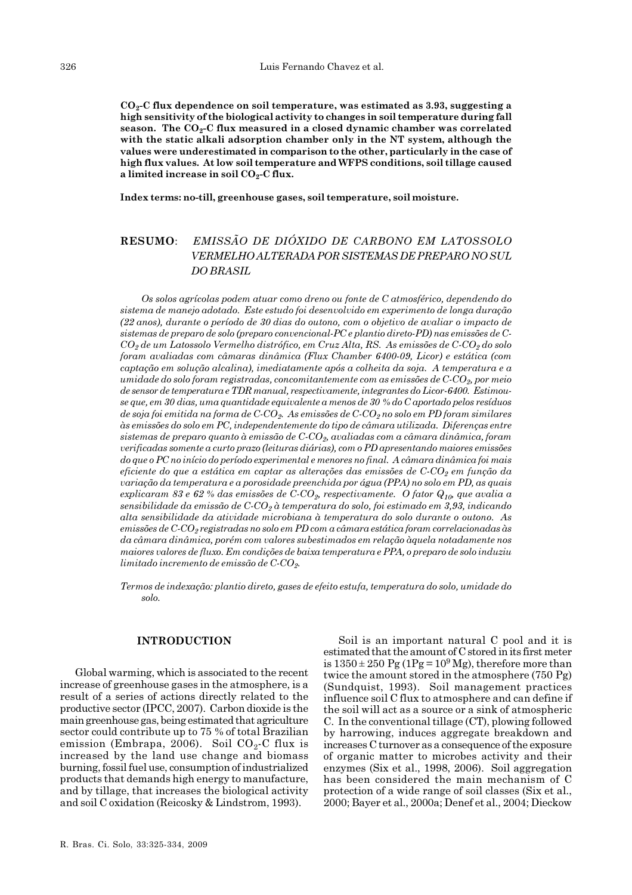**$CO_2$-C flux dependence on soil temperature, was estimated as 3.93, suggesting a high sensitivity of the biological activity to changes in soil temperature during fall season. The $CO_2$-C flux measured in a closed dynamic chamber was correlated with the static alkali adsorption chamber only in the NT system, although the values were underestimated in comparison to the other, particularly in the case of high flux values. At low soil temperature and WFPS conditions, soil tillage caused a limited increase in soil $CO_2$-C flux.**

**Index terms: no-till, greenhouse gases, soil temperature, soil moisture.**

## RESUMO: *EMISSÃO DE DIÓXIDO DE CARBONO EM LATOSSOLO VERMELHO ALTERADA POR SISTEMAS DE PREPARO NO SUL DO BRASIL*

*Os solos agrícolas podem atuar como dreno ou fonte de C atmosférico, dependendo do sistema de manejo adotado. Este estudo foi desenvolvido em experimento de longa duração (22 anos), durante o período de 30 dias do outono, com o objetivo de avaliar o impacto de sistemas de preparo de solo (preparo convencional-PC e plantio direto-PD) nas emissões de C-$CO_2$ de um Latossolo Vermelho distrófico, em Cruz Alta, RS. As emissões de C-$CO_2$ do solo foram avaliadas com câmaras dinâmica (Flux Chamber 6400-09, Licor) e estática (com captação em solução alcalina), imediatamente após a colheita da soja. A temperatura e a umidade do solo foram registradas, concomitantemente com as emissões de C-$CO_2$, por meio de sensor de temperatura e TDR manual, respectivamente, integrantes do Licor-6400. Estimou-se que, em 30 dias, uma quantidade equivalente a menos de 30 % do C aportado pelos resíduos de soja foi emitida na forma de C-$CO_2$. As emissões de C-$CO_2$ no solo em PD foram similares às emissões do solo em PC, independentemente do tipo de câmara utilizada. Diferenças entre sistemas de preparo quanto à emissão de C-$CO_2$, avaliadas com a câmara dinâmica, foram verificadas somente a curto prazo (leituras diárias), com o PD apresentando maiores emissões do que o PC no início do período experimental e menores no final. A câmara dinâmica foi mais eficiente do que a estática em captar as alterações das emissões de C-$CO_2$ em função da variação da temperatura e a porosidade preenchida por água (PPA) no solo em PD, as quais explicaram 83 e 62 % das emissões de C-$CO_2$, respectivamente. O fator $Q_{10}$, que avalia a sensibilidade da emissão de C-$CO_2$ à temperatura do solo, foi estimado em 3,93, indicando alta sensibilidade da atividade microbiana à temperatura do solo durante o outono. As emissões de C-$CO_2$ registradas no solo em PD com a câmara estática foram correlacionadas às da câmara dinâmica, porém com valores subestimados em relação àquela notadamente nos maiores valores de fluxo. Em condições de baixa temperatura e PPA, o preparo de solo induziu limitado incremento de emissão de C-$CO_2$.*

*Termos de indexação: plantio direto, gases de efeito estufa, temperatura do solo, umidade do solo.*

## INTRODUCTION

Global warming, which is associated to the recent increase of greenhouse gases in the atmosphere, is a result of a series of actions directly related to the productive sector (IPCC, 2007). Carbon dioxide is the main greenhouse gas, being estimated that agriculture sector could contribute up to 75 % of total Brazilian emission (Embrapa, 2006). Soil $CO_2$-C flux is increased by the land use change and biomass burning, fossil fuel use, consumption of industrialized products that demands high energy to manufacture, and by tillage, that increases the biological activity and soil C oxidation (Reicosky & Lindstrom, 1993).

Soil is an important natural C pool and it is estimated that the amount of C stored in its first meter is $1350 \pm 250$ Pg ($1 \text{Pg} = 10^9$ Mg), therefore more than twice the amount stored in the atmosphere (750 Pg) (Sundquist, 1993). Soil management practices influence soil C flux to atmosphere and can define if the soil will act as a source or a sink of atmospheric C. In the conventional tillage (CT), plowing followed by harrowing, induces aggregate breakdown and increases C turnover as a consequence of the exposure of organic matter to microbes activity and their enzymes (Six et al., 1998, 2006). Soil aggregation has been considered the main mechanism of C protection of a wide range of soil classes (Six et al., 2000; Bayer et al., 2000a; Denef et al., 2004; Dieckow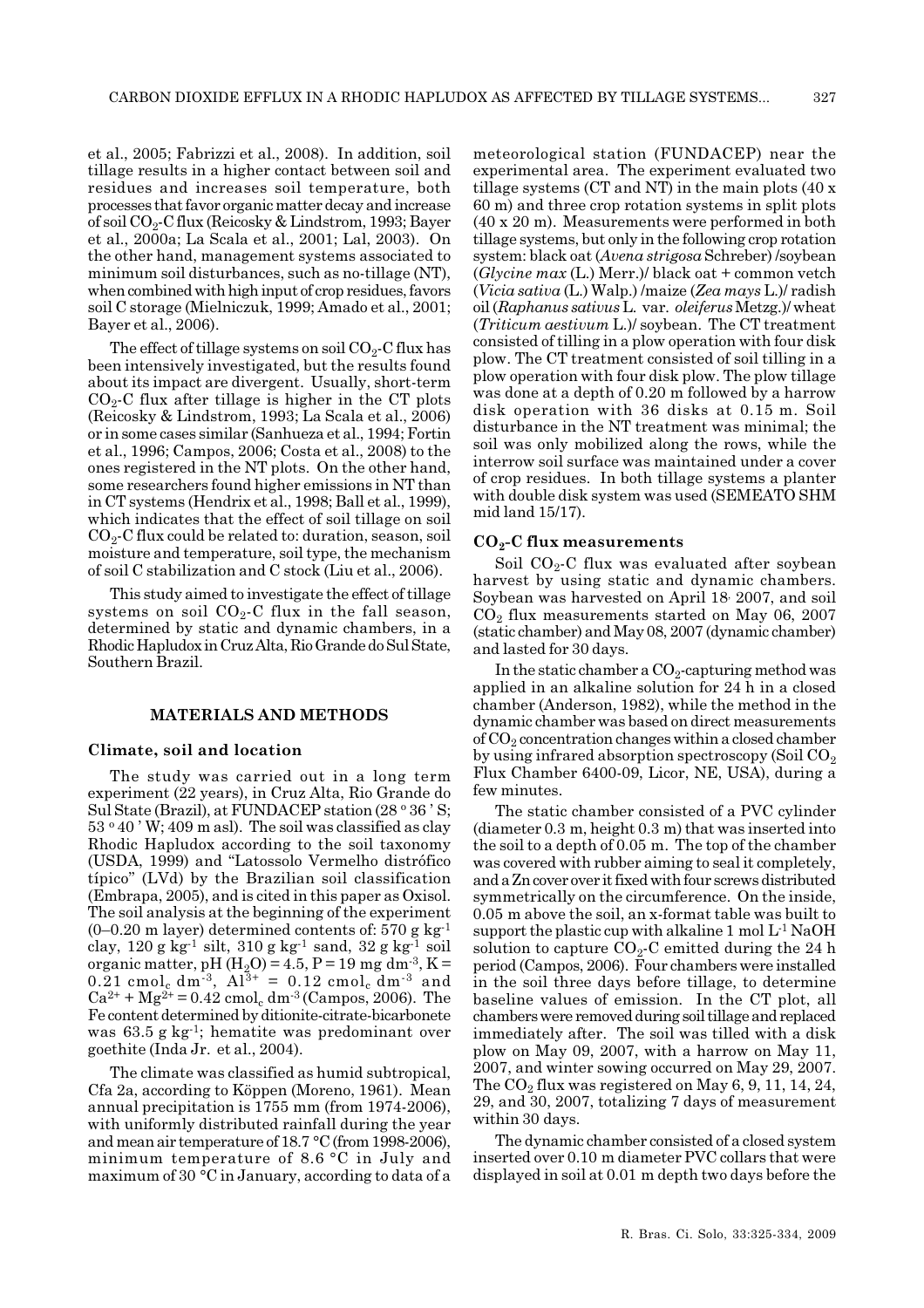et al., 2005; Fabrizzi et al., 2008). In addition, soil tillage results in a higher contact between soil and residues and increases soil temperature, both processes that favor organic matter decay and increase of soil $CO_2$-C flux (Reicosky & Lindstrom, 1993; Bayer et al., 2000a; La Scala et al., 2001; Lal, 2003). On the other hand, management systems associated to minimum soil disturbances, such as no-tillage (NT), when combined with high input of crop residues, favors soil C storage (Mielniczuk, 1999; Amado et al., 2001; Bayer et al., 2006).

The effect of tillage systems on soil $CO_2$-C flux has been intensively investigated, but the results found about its impact are divergent. Usually, short-term $CO_2$-C flux after tillage is higher in the CT plots (Reicosky & Lindstrom, 1993; La Scala et al., 2006) or in some cases similar (Sanhueza et al., 1994; Fortin et al., 1996; Campos, 2006; Costa et al., 2008) to the ones registered in the NT plots. On the other hand, some researchers found higher emissions in NT than in CT systems (Hendrix et al., 1998; Ball et al., 1999), which indicates that the effect of soil tillage on soil $CO_2$-C flux could be related to: duration, season, soil moisture and temperature, soil type, the mechanism of soil C stabilization and C stock (Liu et al., 2006).

This study aimed to investigate the effect of tillage systems on soil $CO_2$-C flux in the fall season, determined by static and dynamic chambers, in a Rhodic Hapludox in Cruz Alta, Rio Grande do Sul State, Southern Brazil.

## MATERIALS AND METHODS

### Climate, soil and location

The study was carried out in a long term experiment (22 years), in Cruz Alta, Rio Grande do Sul State (Brazil), at FUNDACEP station (28 º 36 ' S; 53 º 40 ' W; 409 m asl). The soil was classified as clay Rhodic Hapludox according to the soil taxonomy (USDA, 1999) and "Latossolo Vermelho distrófico típico" (LVd) by the Brazilian soil classification (Embrapa, 2005), and is cited in this paper as Oxisol. The soil analysis at the beginning of the experiment (0–0.20 m layer) determined contents of: 570 g $kg^{-1}$ clay, 120 g $kg^{-1}$ silt, 310 g $kg^{-1}$ sand, 32 g $kg^{-1}$ soil organic matter, pH ($H_2O$) = 4.5, P = 19 mg $dm^{-3}$, K = 0.21 $cmol_c$ $dm^{-3}$, $Al^{3+}$ = 0.12 $cmol_c$ $dm^{-3}$ and $Ca^{2+}$ + $Mg^{2+}$ = 0.42 $cmol_c$ $dm^{-3}$ (Campos, 2006). The Fe content determined by ditionite-citrate-bicarbonete was 63.5 g $kg^{-1}$; hematite was predominant over goethite (Inda Jr. et al., 2004).

The climate was classified as humid subtropical, Cfa 2a, according to Köppen (Moreno, 1961). Mean annual precipitation is 1755 mm (from 1974-2006), with uniformly distributed rainfall during the year and mean air temperature of 18.7 °C (from 1998-2006), minimum temperature of 8.6 °C in July and maximum of 30 °C in January, according to data of a meteorological station (FUNDACEP) near the experimental area. The experiment evaluated two tillage systems (CT and NT) in the main plots (40 x 60 m) and three crop rotation systems in split plots (40 x 20 m). Measurements were performed in both tillage systems, but only in the following crop rotation system: black oat (*Avena strigosa* Schreber) /soybean (*Glycine max* (L.) Merr.)/ black oat + common vetch (*Vicia sativa* (L.) Walp.) /maize (*Zea mays* L.)/ radish oil (*Raphanus sativus* L. var. *oleiferus* Metzg.)/ wheat (*Triticum aestivum* L.)/ soybean. The CT treatment consisted of tilling in a plow operation with four disk plow. The CT treatment consisted of soil tilling in a plow operation with four disk plow. The plow tillage was done at a depth of 0.20 m followed by a harrow disk operation with 36 disks at 0.15 m. Soil disturbance in the NT treatment was minimal; the soil was only mobilized along the rows, while the interrow soil surface was maintained under a cover of crop residues. In both tillage systems a planter with double disk system was used (SEMEATO SHM mid land 15/17).

### $CO_2$-C flux measurements

Soil $CO_2$-C flux was evaluated after soybean harvest by using static and dynamic chambers. Soybean was harvested on April 18, 2007, and soil $CO_2$ flux measurements started on May 06, 2007 (static chamber) and May 08, 2007 (dynamic chamber) and lasted for 30 days.

In the static chamber a $CO_2$-capturing method was applied in an alkaline solution for 24 h in a closed chamber (Anderson, 1982), while the method in the dynamic chamber was based on direct measurements of $CO_2$ concentration changes within a closed chamber by using infrared absorption spectroscopy (Soil $CO_2$ Flux Chamber 6400-09, Licor, NE, USA), during a few minutes.

The static chamber consisted of a PVC cylinder (diameter 0.3 m, height 0.3 m) that was inserted into the soil to a depth of 0.05 m. The top of the chamber was covered with rubber aiming to seal it completely, and a Zn cover over it fixed with four screws distributed symmetrically on the circumference. On the inside, 0.05 m above the soil, an x-format table was built to support the plastic cup with alkaline 1 mol $L^{-1}$ NaOH solution to capture $CO_2$-C emitted during the 24 h period (Campos, 2006). Four chambers were installed in the soil three days before tillage, to determine baseline values of emission. In the CT plot, all chambers were removed during soil tillage and replaced immediately after. The soil was tilled with a disk plow on May 09, 2007, with a harrow on May 11, 2007, and winter sowing occurred on May 29, 2007. The $CO_2$ flux was registered on May 6, 9, 11, 14, 24, 29, and 30, 2007, totalizing 7 days of measurement within 30 days.

The dynamic chamber consisted of a closed system inserted over 0.10 m diameter PVC collars that were displayed in soil at 0.01 m depth two days before the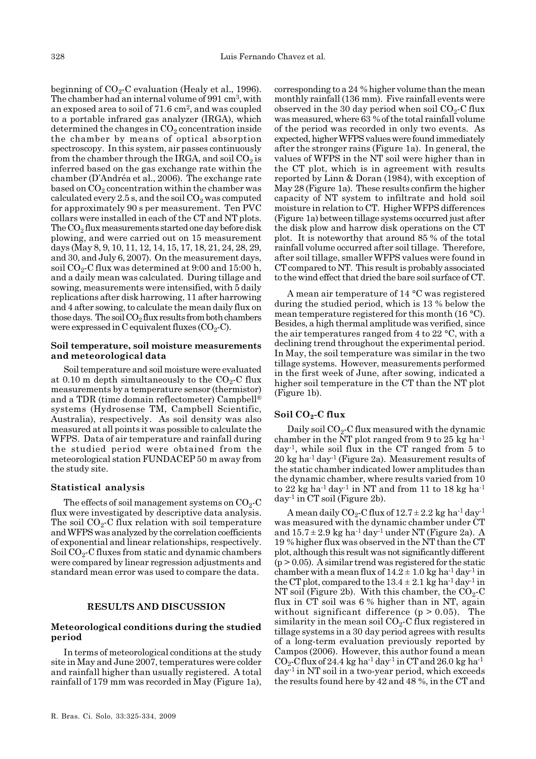beginning of $CO_2$-C evaluation (Healy et al., 1996). The chamber had an internal volume of 991 $cm^3$, with an exposed area to soil of 71.6 $cm^2$, and was coupled to a portable infrared gas analyzer (IRGA), which determined the changes in $CO_2$ concentration inside the chamber by means of optical absorption spectroscopy. In this system, air passes continuously from the chamber through the IRGA, and soil $CO_2$ is inferred based on the gas exchange rate within the chamber (D'Andréa et al., 2006). The exchange rate based on $CO_2$ concentration within the chamber was calculated every 2.5 s, and the soil $CO_2$ was computed for approximately 90 s per measurement. Ten PVC collars were installed in each of the CT and NT plots. The $CO_2$ flux measurements started one day before disk plowing, and were carried out on 15 measurement days (May 8, 9, 10, 11, 12, 14, 15, 17, 18, 21, 24, 28, 29, and 30, and July 6, 2007). On the measurement days, soil $CO_2$-C flux was determined at 9:00 and 15:00 h, and a daily mean was calculated. During tillage and sowing, measurements were intensified, with 5 daily replications after disk harrowing, 11 after harrowing and 4 after sowing, to calculate the mean daily flux on those days. The soil $CO_2$ flux results from both chambers were expressed in C equivalent fluxes ($CO_2$-C).

### Soil temperature, soil moisture measurements and meteorological data

Soil temperature and soil moisture were evaluated at 0.10 m depth simultaneously to the $CO_2$-C flux measurements by a temperature sensor (thermistor) and a TDR (time domain reflectometer) Campbell® systems (Hydrosense TM, Campbell Scientific, Australia), respectively. As soil density was also measured at all points it was possible to calculate the WFPS. Data of air temperature and rainfall during the studied period were obtained from the meteorological station FUNDACEP 50 m away from the study site.

### Statistical analysis

The effects of soil management systems on $CO_2$-C flux were investigated by descriptive data analysis. The soil $CO_2$-C flux relation with soil temperature and WFPS was analyzed by the correlation coefficients of exponential and linear relationships, respectively. Soil $CO_2$-C fluxes from static and dynamic chambers were compared by linear regression adjustments and standard mean error was used to compare the data.

## RESULTS AND DISCUSSION

### Meteorological conditions during the studied period

In terms of meteorological conditions at the study site in May and June 2007, temperatures were colder and rainfall higher than usually registered. A total rainfall of 179 mm was recorded in May (Figure 1a), corresponding to a 24 % higher volume than the mean monthly rainfall (136 mm). Five rainfall events were observed in the 30 day period when soil $CO_2$-C flux was measured, where 63 % of the total rainfall volume of the period was recorded in only two events. As expected, higher WFPS values were found immediately after the stronger rains (Figure 1a). In general, the values of WFPS in the NT soil were higher than in the CT plot, which is in agreement with results reported by Linn & Doran (1984), with exception of May 28 (Figure 1a). These results confirm the higher capacity of NT system to infiltrate and hold soil moisture in relation to CT. Higher WFPS differences (Figure 1a) between tillage systems occurred just after the disk plow and harrow disk operations on the CT plot. It is noteworthy that around 85 % of the total rainfall volume occurred after soil tillage. Therefore, after soil tillage, smaller WFPS values were found in CT compared to NT. This result is probably associated to the wind effect that dried the bare soil surface of CT.

A mean air temperature of 14 °C was registered during the studied period, which is 13 % below the mean temperature registered for this month (16 °C). Besides, a high thermal amplitude was verified, since the air temperatures ranged from 4 to 22 °C, with a declining trend throughout the experimental period. In May, the soil temperature was similar in the two tillage systems. However, measurements performed in the first week of June, after sowing, indicated a higher soil temperature in the CT than the NT plot (Figure 1b).

### Soil $CO_2$-C flux

Daily soil $CO_2$-C flux measured with the dynamic chamber in the NT plot ranged from 9 to 25 kg $ha^{-1}$ $day^{-1}$, while soil flux in the CT ranged from 5 to 20 kg $ha^{-1}$ $day^{-1}$ (Figure 2a). Measurement results of the static chamber indicated lower amplitudes than the dynamic chamber, where results varied from 10 to 22 kg $ha^{-1}$ $day^{-1}$ in NT and from 11 to 18 kg $ha^{-1}$ $day^{-1}$ in CT soil (Figure 2b).

A mean daily $CO_2$-C flux of $12.7 \pm 2.2$ kg $ha^{-1}$ $day^{-1}$ was measured with the dynamic chamber under CT and $15.7 \pm 2.9$ kg $ha^{-1}$ $day^{-1}$ under NT (Figure 2a). A 19 % higher flux was observed in the NT than the CT plot, although this result was not significantly different ($p > 0.05$). A similar trend was registered for the static chamber with a mean flux of $14.2 \pm 1.0$ kg $ha^{-1}$ $day^{-1}$ in the CT plot, compared to the $13.4 \pm 2.1$ kg $ha^{-1}$ $day^{-1}$ in NT soil (Figure 2b). With this chamber, the $CO_2$-C flux in CT soil was 6 % higher than in NT, again without significant difference ($p > 0.05$). The similarity in the mean soil $CO_2$-C flux registered in tillage systems in a 30 day period agrees with results of a long-term evaluation previously reported by Campos (2006). However, this author found a mean $CO_2$-C flux of 24.4 kg $ha^{-1}$ $day^{-1}$ in CT and 26.0 kg $ha^{-1}$ $day^{-1}$ in NT soil in a two-year period, which exceeds the results found here by 42 and 48 %, in the CT and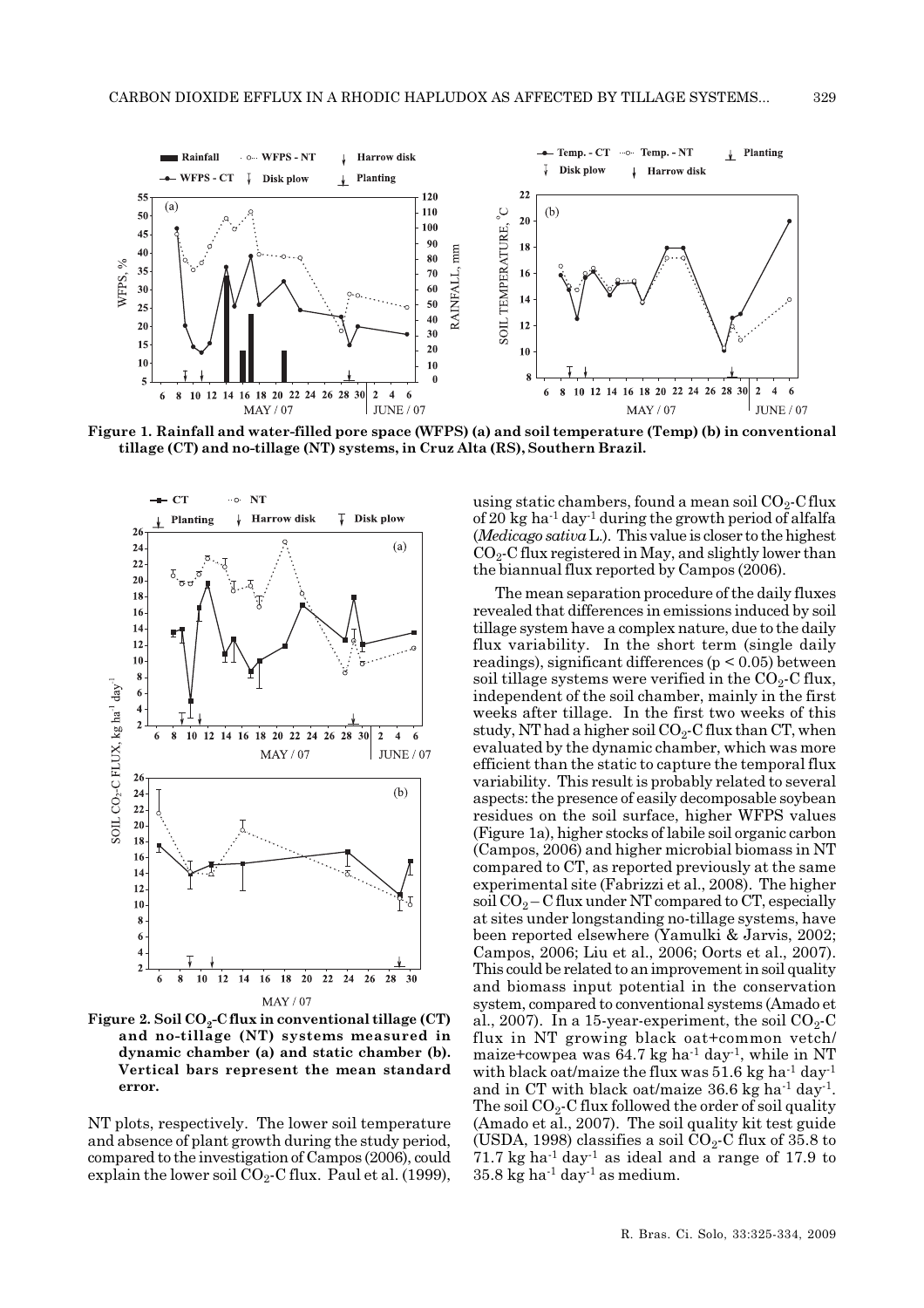Figure 1. Rainfall and water-filled pore space (WFPS) (a) and soil temperature (Temp) (b) in conventional tillage (CT) and no-tillage (NT) systems, in Cruz Alta (RS), Southern Brazil.

Figure 2. Soil $CO_2$-C flux in conventional tillage (CT) and no-tillage (NT) systems measured in dynamic chamber (a) and static chamber (b). Vertical bars represent the mean standard error.

NT plots, respectively. The lower soil temperature and absence of plant growth during the study period, compared to the investigation of Campos (2006), could explain the lower soil $CO_2$-C flux. Paul et al. (1999), using static chambers, found a mean soil $CO_2$-C flux of 20 kg ha$^{-1}$ day$^{-1}$ during the growth period of alfalfa (*Medicago sativa* L.). This value is closer to the highest $CO_2$-C flux registered in May, and slightly lower than the biannual flux reported by Campos (2006).

The mean separation procedure of the daily fluxes revealed that differences in emissions induced by soil tillage system have a complex nature, due to the daily flux variability. In the short term (single daily readings), significant differences ($p < 0.05$) between soil tillage systems were verified in the $CO_2$-C flux, independent of the soil chamber, mainly in the first weeks after tillage. In the first two weeks of this study, NT had a higher soil $CO_2$-C flux than CT, when evaluated by the dynamic chamber, which was more efficient than the static to capture the temporal flux variability. This result is probably related to several aspects: the presence of easily decomposable soybean residues on the soil surface, higher WFPS values (Figure 1a), higher stocks of labile soil organic carbon (Campos, 2006) and higher microbial biomass in NT compared to CT, as reported previously at the same experimental site (Fabrizzi et al., 2008). The higher soil $CO_2 - C$ flux under NT compared to CT, especially at sites under longstanding no-tillage systems, have been reported elsewhere (Yamulki & Jarvis, 2002; Campos, 2006; Liu et al., 2006; Oorts et al., 2007). This could be related to an improvement in soil quality and biomass input potential in the conservation system, compared to conventional systems (Amado et al., 2007). In a 15-year-experiment, the soil $CO_2$-C flux in NT growing black oat+common vetch/ maize+cowpea was 64.7 kg ha$^{-1}$ day$^{-1}$, while in NT with black oat/maize the flux was 51.6 kg ha$^{-1}$ day$^{-1}$ and in CT with black oat/maize 36.6 kg ha$^{-1}$ day$^{-1}$. The soil $CO_2$-C flux followed the order of soil quality (Amado et al., 2007). The soil quality kit test guide (USDA, 1998) classifies a soil $CO_2$-C flux of 35.8 to 71.7 kg ha$^{-1}$ day$^{-1}$ as ideal and a range of 17.9 to 35.8 kg ha$^{-1}$ day$^{-1}$ as medium.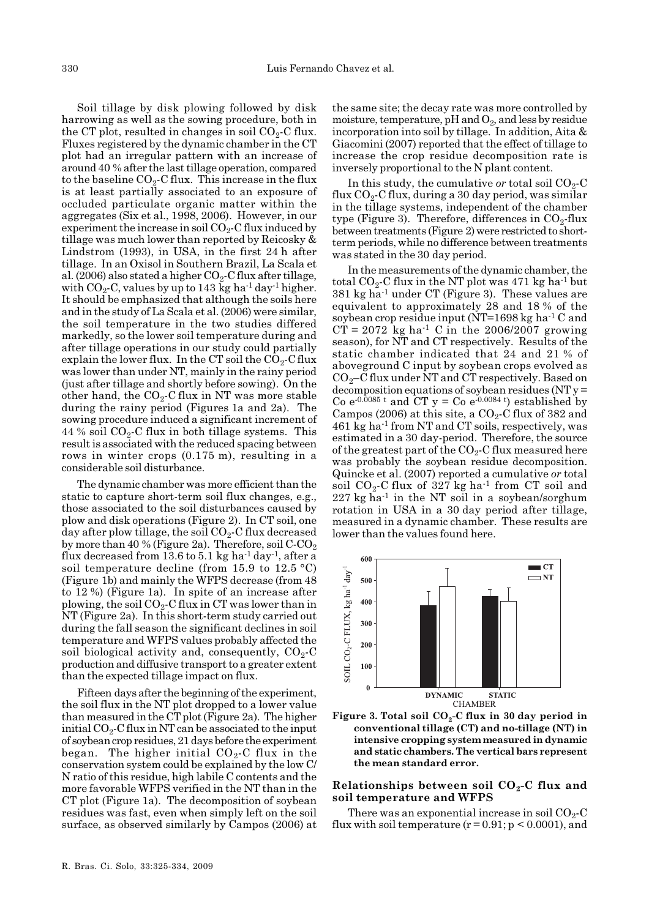Soil tillage by disk plowing followed by disk harrowing as well as the sowing procedure, both in the CT plot, resulted in changes in soil $CO_2$-C flux. Fluxes registered by the dynamic chamber in the CT plot had an irregular pattern with an increase of around 40 % after the last tillage operation, compared to the baseline $CO_2$-C flux. This increase in the flux is at least partially associated to an exposure of occluded particulate organic matter within the aggregates (Six et al., 1998, 2006). However, in our experiment the increase in soil $CO_2$-C flux induced by tillage was much lower than reported by Reicosky & Lindstrom (1993), in USA, in the first 24 h after tillage. In an Oxisol in Southern Brazil, La Scala et al. (2006) also stated a higher $CO_2$-C flux after tillage, with $CO_2$-C, values by up to 143 kg ha$^{-1}$ day$^{-1}$ higher. It should be emphasized that although the soils here and in the study of La Scala et al. (2006) were similar, the soil temperature in the two studies differed markedly, so the lower soil temperature during and after tillage operations in our study could partially explain the lower flux. In the CT soil the $CO_2$-C flux was lower than under NT, mainly in the rainy period (just after tillage and shortly before sowing). On the other hand, the $CO_2$-C flux in NT was more stable during the rainy period (Figures 1a and 2a). The sowing procedure induced a significant increment of 44 % soil $CO_2$-C flux in both tillage systems. This result is associated with the reduced spacing between rows in winter crops (0.175 m), resulting in a considerable soil disturbance.

The dynamic chamber was more efficient than the static to capture short-term soil flux changes, e.g., those associated to the soil disturbances caused by plow and disk operations (Figure 2). In CT soil, one day after plow tillage, the soil $CO_2$-C flux decreased by more than 40 % (Figure 2a). Therefore, soil C-$CO_2$ flux decreased from 13.6 to 5.1 kg ha$^{-1}$ day$^{-1}$, after a soil temperature decline (from 15.9 to 12.5 °C) (Figure 1b) and mainly the WFPS decrease (from 48 to 12 %) (Figure 1a). In spite of an increase after plowing, the soil $CO_2$-C flux in CT was lower than in NT (Figure 2a). In this short-term study carried out during the fall season the significant declines in soil temperature and WFPS values probably affected the soil biological activity and, consequently, $CO_2$-C production and diffusive transport to a greater extent than the expected tillage impact on flux.

Fifteen days after the beginning of the experiment, the soil flux in the NT plot dropped to a lower value than measured in the CT plot (Figure 2a). The higher initial $CO_2$-C flux in NT can be associated to the input of soybean crop residues, 21 days before the experiment began. The higher initial $CO_2$-C flux in the conservation system could be explained by the low C/N ratio of this residue, high labile C contents and the more favorable WFPS verified in the NT than in the CT plot (Figure 1a). The decomposition of soybean residues was fast, even when simply left on the soil surface, as observed similarly by Campos (2006) at the same site; the decay rate was more controlled by moisture, temperature, pH and $O_2$, and less by residue incorporation into soil by tillage. In addition, Aita & Giacomini (2007) reported that the effect of tillage to increase the crop residue decomposition rate is inversely proportional to the N plant content.

In this study, the cumulative *or* total soil $CO_2$-C flux $CO_2$-C flux, during a 30 day period, was similar in the tillage systems, independent of the chamber type (Figure 3). Therefore, differences in $CO_2$-flux between treatments (Figure 2) were restricted to short-term periods, while no difference between treatments was stated in the 30 day period.

In the measurements of the dynamic chamber, the total $CO_2$-C flux in the NT plot was 471 kg ha$^{-1}$ but 381 kg ha$^{-1}$ under CT (Figure 3). These values are equivalent to approximately 28 and 18 % of the soybean crop residue input (NT=1698 kg ha$^{-1}$ C and CT = 2072 kg ha$^{-1}$ C in the 2006/2007 growing season), for NT and CT respectively. Results of the static chamber indicated that 24 and 21 % of aboveground C input by soybean crops evolved as $CO_2$–C flux under NT and CT respectively. Based on decomposition equations of soybean residues (NT $y = Co\ e^{-0.0085\ t}$ and CT $y = Co\ e^{-0.0084\ t}$) established by Campos (2006) at this site, a $CO_2$-C flux of 382 and 461 kg ha$^{-1}$ from NT and CT soils, respectively, was estimated in a 30 day-period. Therefore, the source of the greatest part of the $CO_2$-C flux measured here was probably the soybean residue decomposition. Quincke et al. (2007) reported a cumulative *or* total soil $CO_2$-C flux of 327 kg ha$^{-1}$ from CT soil and 227 kg ha$^{-1}$ in the NT soil in a soybean/sorghum rotation in USA in a 30 day period after tillage, measured in a dynamic chamber. These results are lower than the values found here.

**Figure 3. Total soil $CO_2$-C flux in 30 day period in conventional tillage (CT) and no-tillage (NT) in intensive cropping system measured in dynamic and static chambers. The vertical bars represent the mean standard error.**

## Relationships between soil $CO_2$-C flux and soil temperature and WFPS

There was an exponential increase in soil $CO_2$-C flux with soil temperature ($r = 0.91$; $p < 0.0001$), and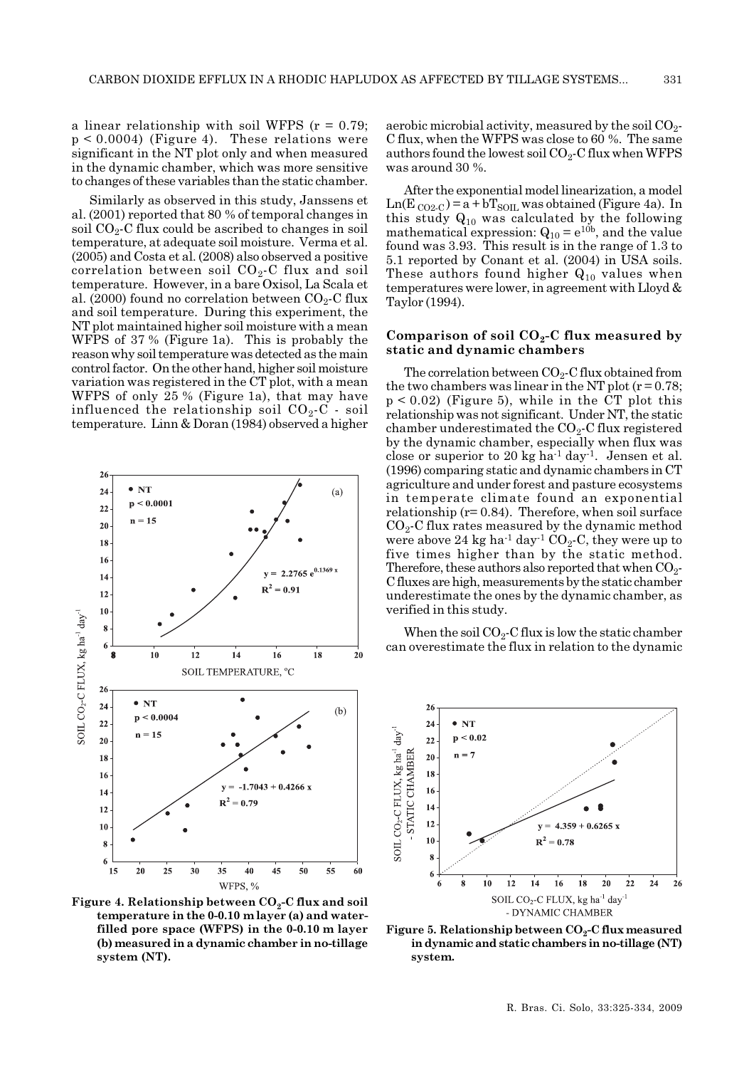a linear relationship with soil WFPS ($r = 0.79$; $p < 0.0004$) (Figure 4). These relations were significant in the NT plot only and when measured in the dynamic chamber, which was more sensitive to changes of these variables than the static chamber.

Similarly as observed in this study, Janssens et al. (2001) reported that 80 % of temporal changes in soil $CO_2$-C flux could be ascribed to changes in soil temperature, at adequate soil moisture. Verma et al. (2005) and Costa et al. (2008) also observed a positive correlation between soil $CO_2$-C flux and soil temperature. However, in a bare Oxisol, La Scala et al. (2000) found no correlation between $CO_2$-C flux and soil temperature. During this experiment, the NT plot maintained higher soil moisture with a mean WFPS of 37 % (Figure 1a). This is probably the reason why soil temperature was detected as the main control factor. On the other hand, higher soil moisture variation was registered in the CT plot, with a mean WFPS of only 25 % (Figure 1a), that may have influenced the relationship soil $CO_2$-C - soil temperature. Linn & Doran (1984) observed a higher aerobic microbial activity, measured by the soil $CO_2$-C flux, when the WFPS was close to 60 %. The same authors found the lowest soil $CO_2$-C flux when WFPS was around 30 %.

After the exponential model linearization, a model $\mathrm{Ln}(E_{CO2\text{-}C}) = a + bT_{SOIL}$ was obtained (Figure 4a). In this study $Q_{10}$ was calculated by the following mathematical expression: $Q_{10} = e^{10b}$, and the value found was 3.93. This result is in the range of 1.3 to 5.1 reported by Conant et al. (2004) in USA soils. These authors found higher $Q_{10}$ values when temperatures were lower, in agreement with Lloyd & Taylor (1994).

**Figure 4. Relationship between $CO_2$-C flux and soil temperature in the 0-0.10 m layer (a) and water-filled pore space (WFPS) in the 0-0.10 m layer (b) measured in a dynamic chamber in no-tillage system (NT).**

### Comparison of soil $CO_2$-C flux measured by static and dynamic chambers

The correlation between $CO_2$-C flux obtained from the two chambers was linear in the NT plot ($r = 0.78$; $p < 0.02$) (Figure 5), while in the CT plot this relationship was not significant. Under NT, the static chamber underestimated the $CO_2$-C flux registered by the dynamic chamber, especially when flux was close or superior to 20 kg ha$^{-1}$ day$^{-1}$. Jensen et al. (1996) comparing static and dynamic chambers in CT agriculture and under forest and pasture ecosystems in temperate climate found an exponential relationship ($r = 0.84$). Therefore, when soil surface $CO_2$-C flux rates measured by the dynamic method were above 24 kg ha$^{-1}$ day$^{-1}$ $CO_2$-C, they were up to five times higher than by the static method. Therefore, these authors also reported that when $CO_2$-C fluxes are high, measurements by the static chamber underestimate the ones by the dynamic chamber, as verified in this study.

When the soil $CO_2$-C flux is low the static chamber can overestimate the flux in relation to the dynamic

**Figure 5. Relationship between $CO_2$-C flux measured in dynamic and static chambers in no-tillage (NT) system.**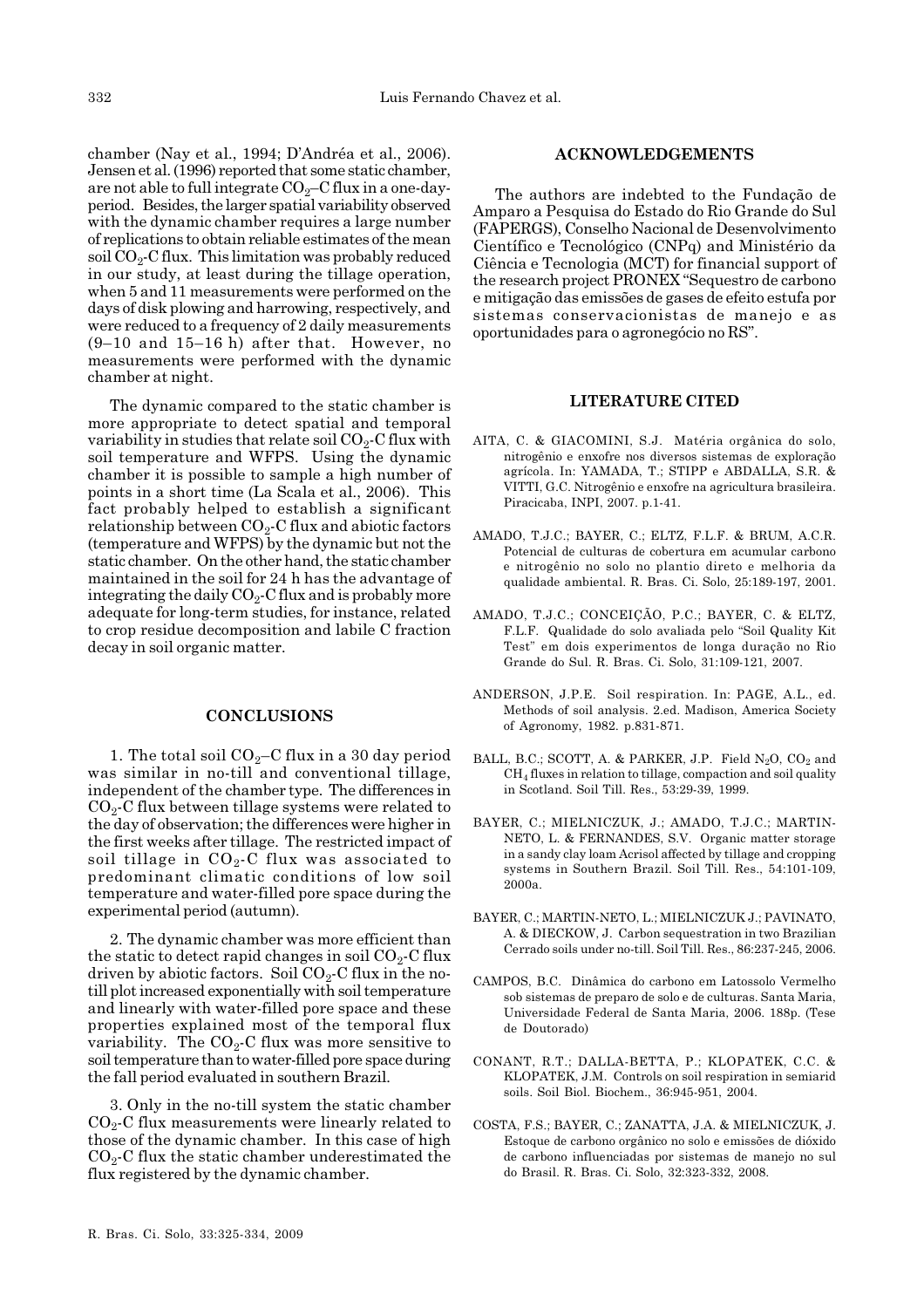chamber (Nay et al., 1994; D'Andréa et al., 2006). Jensen et al. (1996) reported that some static chamber, are not able to full integrate $CO_2$–C flux in a one-day-period. Besides, the larger spatial variability observed with the dynamic chamber requires a large number of replications to obtain reliable estimates of the mean soil $CO_2$-C flux. This limitation was probably reduced in our study, at least during the tillage operation, when 5 and 11 measurements were performed on the days of disk plowing and harrowing, respectively, and were reduced to a frequency of 2 daily measurements (9–10 and 15–16 h) after that. However, no measurements were performed with the dynamic chamber at night.

The dynamic compared to the static chamber is more appropriate to detect spatial and temporal variability in studies that relate soil $CO_2$-C flux with soil temperature and WFPS. Using the dynamic chamber it is possible to sample a high number of points in a short time (La Scala et al., 2006). This fact probably helped to establish a significant relationship between $CO_2$-C flux and abiotic factors (temperature and WFPS) by the dynamic but not the static chamber. On the other hand, the static chamber maintained in the soil for 24 h has the advantage of integrating the daily $CO_2$-C flux and is probably more adequate for long-term studies, for instance, related to crop residue decomposition and labile C fraction decay in soil organic matter.

## CONCLUSIONS

1. The total soil $CO_2$–C flux in a 30 day period was similar in no-till and conventional tillage, independent of the chamber type. The differences in $CO_2$-C flux between tillage systems were related to the day of observation; the differences were higher in the first weeks after tillage. The restricted impact of soil tillage in $CO_2$-C flux was associated to predominant climatic conditions of low soil temperature and water-filled pore space during the experimental period (autumn).

2. The dynamic chamber was more efficient than the static to detect rapid changes in soil $CO_2$-C flux driven by abiotic factors. Soil $CO_2$-C flux in the no-till plot increased exponentially with soil temperature and linearly with water-filled pore space and these properties explained most of the temporal flux variability. The $CO_2$-C flux was more sensitive to soil temperature than to water-filled pore space during the fall period evaluated in southern Brazil.

3. Only in the no-till system the static chamber $CO_2$-C flux measurements were linearly related to those of the dynamic chamber. In this case of high $CO_2$-C flux the static chamber underestimated the flux registered by the dynamic chamber.

## ACKNOWLEDGEMENTS

The authors are indebted to the Fundação de Amparo a Pesquisa do Estado do Rio Grande do Sul (FAPERGS), Conselho Nacional de Desenvolvimento Científico e Tecnológico (CNPq) and Ministério da Ciência e Tecnologia (MCT) for financial support of the research project PRONEX "Sequestro de carbono e mitigação das emissões de gases de efeito estufa por sistemas conservacionistas de manejo e as oportunidades para o agronegócio no RS".

## LITERATURE CITED

AITA, C. & GIACOMINI, S.J. Matéria orgânica do solo, nitrogênio e enxofre nos diversos sistemas de exploração agrícola. In: YAMADA, T.; STIPP e ABDALLA, S.R. & VITTI, G.C. Nitrogênio e enxofre na agricultura brasileira. Piracicaba, INPI, 2007. p.1-41.

AMADO, T.J.C.; BAYER, C.; ELTZ, F.L.F. & BRUM, A.C.R. Potencial de culturas de cobertura em acumular carbono e nitrogênio no solo no plantio direto e melhoria da qualidade ambiental. R. Bras. Ci. Solo, 25:189-197, 2001.

AMADO, T.J.C.; CONCEIÇÃO, P.C.; BAYER, C. & ELTZ, F.L.F. Qualidade do solo avaliada pelo "Soil Quality Kit Test" em dois experimentos de longa duração no Rio Grande do Sul. R. Bras. Ci. Solo, 31:109-121, 2007.

ANDERSON, J.P.E. Soil respiration. In: PAGE, A.L., ed. Methods of soil analysis. 2.ed. Madison, America Society of Agronomy, 1982. p.831-871.

BALL, B.C.; SCOTT, A. & PARKER, J.P. Field $N_2O$, $CO_2$ and $CH_4$ fluxes in relation to tillage, compaction and soil quality in Scotland. Soil Till. Res., 53:29-39, 1999.

BAYER, C.; MIELNICZUK, J.; AMADO, T.J.C.; MARTIN-NETO, L. & FERNANDES, S.V. Organic matter storage in a sandy clay loam Acrisol affected by tillage and cropping systems in Southern Brazil. Soil Till. Res., 54:101-109, 2000a.

BAYER, C.; MARTIN-NETO, L.; MIELNICZUK J.; PAVINATO, A. & DIECKOW, J. Carbon sequestration in two Brazilian Cerrado soils under no-till. Soil Till. Res., 86:237-245, 2006.

CAMPOS, B.C. Dinâmica do carbono em Latossolo Vermelho sob sistemas de preparo de solo e de culturas. Santa Maria, Universidade Federal de Santa Maria, 2006. 188p. (Tese de Doutorado)

CONANT, R.T.; DALLA-BETTA, P.; KLOPATEK, C.C. & KLOPATEK, J.M. Controls on soil respiration in semiarid soils. Soil Biol. Biochem., 36:945-951, 2004.

COSTA, F.S.; BAYER, C.; ZANATTA, J.A. & MIELNICZUK, J. Estoque de carbono orgânico no solo e emissões de dióxido de carbono influenciadas por sistemas de manejo no sul do Brasil. R. Bras. Ci. Solo, 32:323-332, 2008.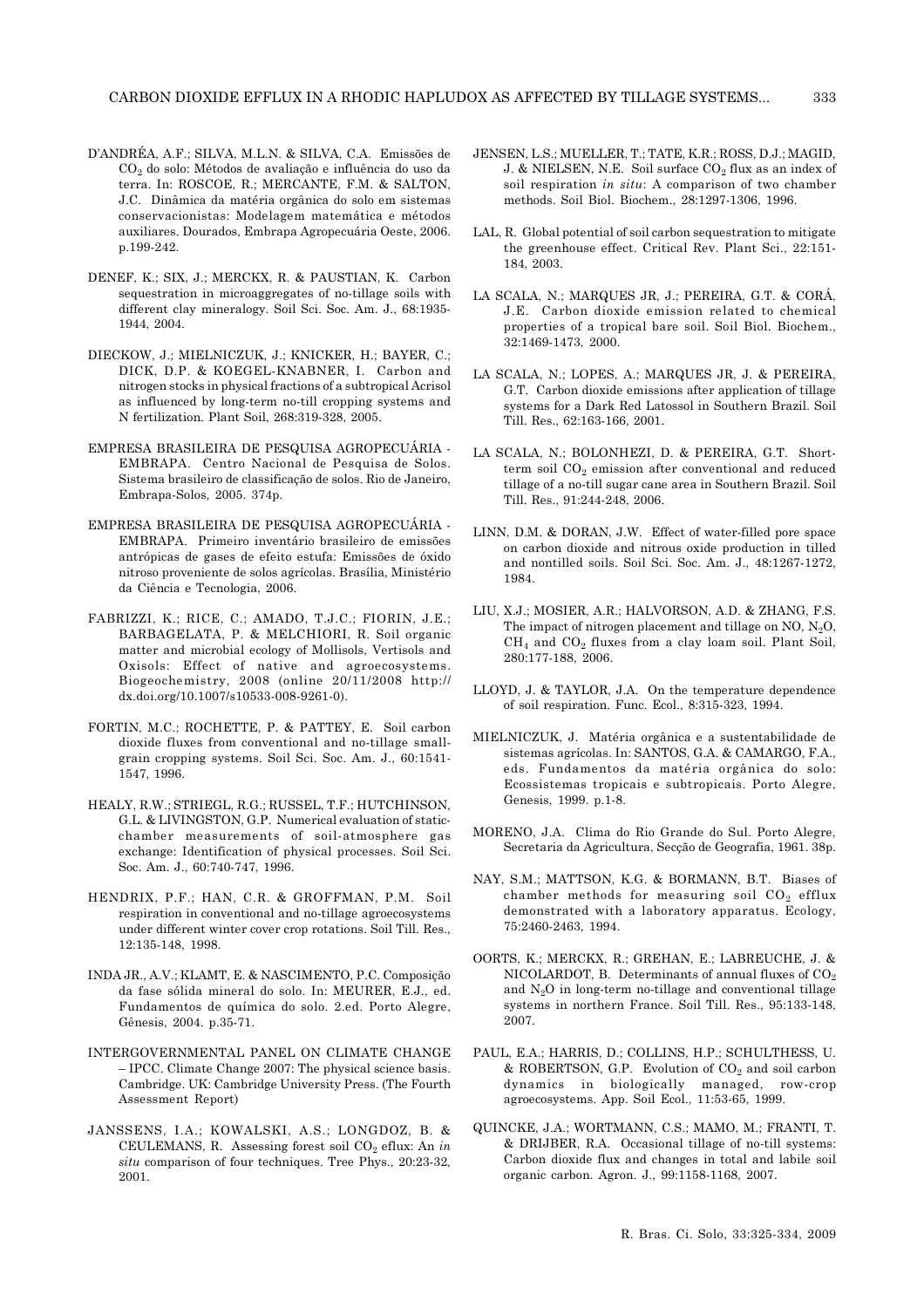D'ANDRÉA, A.F.; SILVA, M.L.N. & SILVA, C.A. Emissões de $CO_2$ do solo: Métodos de avaliação e influência do uso da terra. In: ROSCOE, R.; MERCANTE, F.M. & SALTON, J.C. Dinâmica da matéria orgânica do solo em sistemas conservacionistas: Modelagem matemática e métodos auxiliares. Dourados, Embrapa Agropecuária Oeste, 2006. p.199-242.

DENEF, K.; SIX, J.; MERCKX, R. & PAUSTIAN, K. Carbon sequestration in microaggregates of no-tillage soils with different clay mineralogy. Soil Sci. Soc. Am. J., 68:1935-1944, 2004.

DIECKOW, J.; MIELNICZUK, J.; KNICKER, H.; BAYER, C.; DICK, D.P. & KOEGEL-KNABNER, I. Carbon and nitrogen stocks in physical fractions of a subtropical Acrisol as influenced by long-term no-till cropping systems and N fertilization. Plant Soil, 268:319-328, 2005.

EMPRESA BRASILEIRA DE PESQUISA AGROPECUÁRIA - EMBRAPA. Centro Nacional de Pesquisa de Solos. Sistema brasileiro de classificação de solos. Rio de Janeiro, Embrapa-Solos, 2005. 374p.

EMPRESA BRASILEIRA DE PESQUISA AGROPECUÁRIA - EMBRAPA. Primeiro inventário brasileiro de emissões antrópicas de gases de efeito estufa: Emissões de óxido nitroso proveniente de solos agrícolas. Brasília, Ministério da Ciência e Tecnologia, 2006.

FABRIZZI, K.; RICE, C.; AMADO, T.J.C.; FIORIN, J.E.; BARBAGELATA, P. & MELCHIORI, R. Soil organic matter and microbial ecology of Mollisols, Vertisols and Oxisols: Effect of native and agroecosystems. Biogeochemistry, 2008 (online 20/11/2008 http://dx.doi.org/10.1007/s10533-008-9261-0).

FORTIN, M.C.; ROCHETTE, P. & PATTEY, E. Soil carbon dioxide fluxes from conventional and no-tillage small-grain cropping systems. Soil Sci. Soc. Am. J., 60:1541-1547, 1996.

HEALY, R.W.; STRIEGL, R.G.; RUSSEL, T.F.; HUTCHINSON, G.L. & LIVINGSTON, G.P. Numerical evaluation of static-chamber measurements of soil-atmosphere gas exchange: Identification of physical processes. Soil Sci. Soc. Am. J., 60:740-747, 1996.

HENDRIX, P.F.; HAN, C.R. & GROFFMAN, P.M. Soil respiration in conventional and no-tillage agroecosystems under different winter cover crop rotations. Soil Till. Res., 12:135-148, 1998.

INDA JR., A.V.; KLAMT, E. & NASCIMENTO, P.C. Composição da fase sólida mineral do solo. In: MEURER, E.J., ed. Fundamentos de química do solo. 2.ed. Porto Alegre, Gênesis, 2004. p.35-71.

INTERGOVERNMENTAL PANEL ON CLIMATE CHANGE – IPCC. Climate Change 2007: The physical science basis. Cambridge. UK: Cambridge University Press. (The Fourth Assessment Report)

JANSSENS, I.A.; KOWALSKI, A.S.; LONGDOZ, B. & CEULEMANS, R. Assessing forest soil $CO_2$ efflux: An *in situ* comparison of four techniques. Tree Phys., 20:23-32, 2001.

JENSEN, L.S.; MUELLER, T.; TATE, K.R.; ROSS, D.J.; MAGID, J. & NIELSEN, N.E. Soil surface $CO_2$ flux as an index of soil respiration *in situ*: A comparison of two chamber methods. Soil Biol. Biochem., 28:1297-1306, 1996.

LAL, R. Global potential of soil carbon sequestration to mitigate the greenhouse effect. Critical Rev. Plant Sci., 22:151-184, 2003.

LA SCALA, N.; MARQUES JR, J.; PEREIRA, G.T. & CORÁ, J.E. Carbon dioxide emission related to chemical properties of a tropical bare soil. Soil Biol. Biochem., 32:1469-1473, 2000.

LA SCALA, N.; LOPES, A.; MARQUES JR, J. & PEREIRA, G.T. Carbon dioxide emissions after application of tillage systems for a Dark Red Latossol in Southern Brazil. Soil Till. Res., 62:163-166, 2001.

LA SCALA, N.; BOLONHEZI, D. & PEREIRA, G.T. Short-term soil $CO_2$ emission after conventional and reduced tillage of a no-till sugar cane area in Southern Brazil. Soil Till. Res., 91:244-248, 2006.

LINN, D.M. & DORAN, J.W. Effect of water-filled pore space on carbon dioxide and nitrous oxide production in tilled and nontilled soils. Soil Sci. Soc. Am. J., 48:1267-1272, 1984.

LIU, X.J.; MOSIER, A.R.; HALVORSON, A.D. & ZHANG, F.S. The impact of nitrogen placement and tillage on NO, $N_2O$, $CH_4$ and $CO_2$ fluxes from a clay loam soil. Plant Soil, 280:177-188, 2006.

LLOYD, J. & TAYLOR, J.A. On the temperature dependence of soil respiration. Func. Ecol., 8:315-323, 1994.

MIELNICZUK, J. Matéria orgânica e a sustentabilidade de sistemas agrícolas. In: SANTOS, G.A. & CAMARGO, F.A., eds. Fundamentos da matéria orgânica do solo: Ecossistemas tropicais e subtropicais. Porto Alegre, Genesis, 1999. p.1-8.

MORENO, J.A. Clima do Rio Grande do Sul. Porto Alegre, Secretaria da Agricultura, Secção de Geografia, 1961. 38p.

NAY, S.M.; MATTSON, K.G. & BORMANN, B.T. Biases of chamber methods for measuring soil $CO_2$ efflux demonstrated with a laboratory apparatus. Ecology, 75:2460-2463, 1994.

OORTS, K.; MERCKX, R.; GREHAN, E.; LABREUCHE, J. & NICOLARDOT, B. Determinants of annual fluxes of $CO_2$ and $N_2O$ in long-term no-tillage and conventional tillage systems in northern France. Soil Till. Res., 95:133-148, 2007.

PAUL, E.A.; HARRIS, D.; COLLINS, H.P.; SCHULTHESS, U. & ROBERTSON, G.P. Evolution of $CO_2$ and soil carbon dynamics in biologically managed, row-crop agroecosystems. App. Soil Ecol., 11:53-65, 1999.

QUINCKE, J.A.; WORTMANN, C.S.; MAMO, M.; FRANTI, T. & DRIJBER, R.A. Occasional tillage of no-till systems: Carbon dioxide flux and changes in total and labile soil organic carbon. Agron. J., 99:1158-1168, 2007.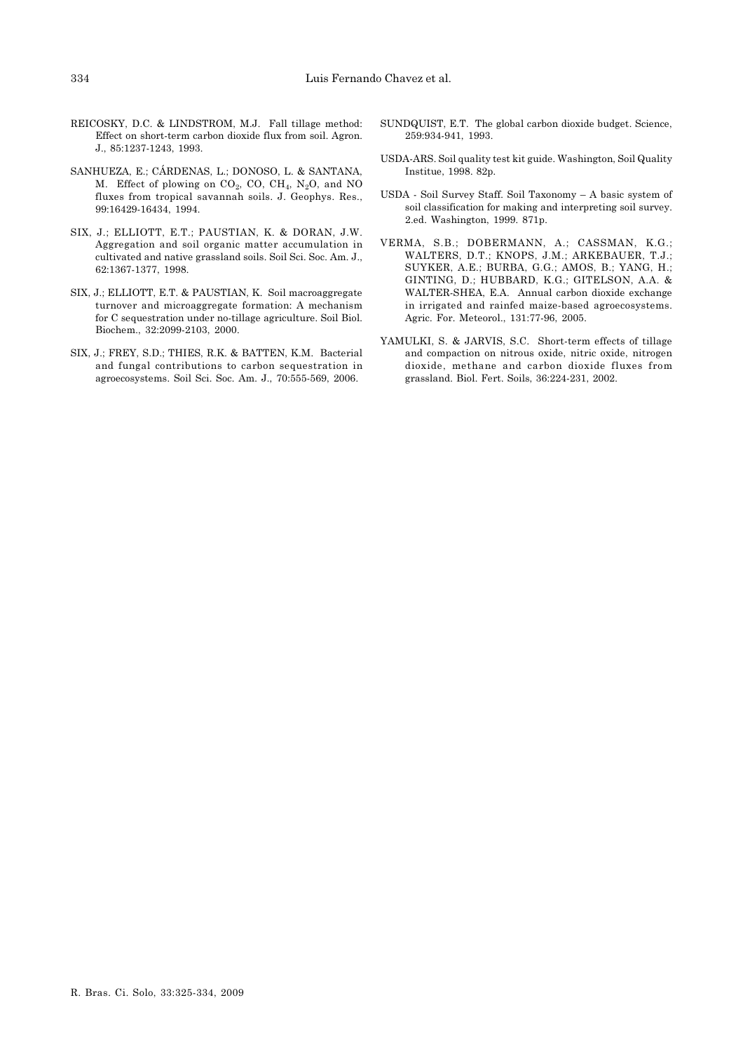REICOSKY, D.C. & LINDSTROM, M.J. Fall tillage method: Effect on short-term carbon dioxide flux from soil. Agron. J., 85:1237-1243, 1993.

SANHUEZA, E.; CÁRDENAS, L.; DONOSO, L. & SANTANA, M. Effect of plowing on $CO_2$, CO, $CH_4$, $N_2O$, and NO fluxes from tropical savannah soils. J. Geophys. Res., 99:16429-16434, 1994.

SIX, J.; ELLIOTT, E.T.; PAUSTIAN, K. & DORAN, J.W. Aggregation and soil organic matter accumulation in cultivated and native grassland soils. Soil Sci. Soc. Am. J., 62:1367-1377, 1998.

SIX, J.; ELLIOTT, E.T. & PAUSTIAN, K. Soil macroaggregate turnover and microaggregate formation: A mechanism for C sequestration under no-tillage agriculture. Soil Biol. Biochem., 32:2099-2103, 2000.

SIX, J.; FREY, S.D.; THIES, R.K. & BATTEN, K.M. Bacterial and fungal contributions to carbon sequestration in agroecosystems. Soil Sci. Soc. Am. J., 70:555-569, 2006.

SUNDQUIST, E.T. The global carbon dioxide budget. Science, 259:934-941, 1993.

USDA-ARS. Soil quality test kit guide. Washington, Soil Quality Institue, 1998. 82p.

USDA - Soil Survey Staff. Soil Taxonomy – A basic system of soil classification for making and interpreting soil survey. 2.ed. Washington, 1999. 871p.

VERMA, S.B.; DOBERMANN, A.; CASSMAN, K.G.; WALTERS, D.T.; KNOPS, J.M.; ARKEBAUER, T.J.; SUYKER, A.E.; BURBA, G.G.; AMOS, B.; YANG, H.; GINTING, D.; HUBBARD, K.G.; GITELSON, A.A. & WALTER-SHEA, E.A. Annual carbon dioxide exchange in irrigated and rainfed maize-based agroecosystems. Agric. For. Meteorol., 131:77-96, 2005.

YAMULKI, S. & JARVIS, S.C. Short-term effects of tillage and compaction on nitrous oxide, nitric oxide, nitrogen dioxide, methane and carbon dioxide fluxes from grassland. Biol. Fert. Soils, 36:224-231, 2002.